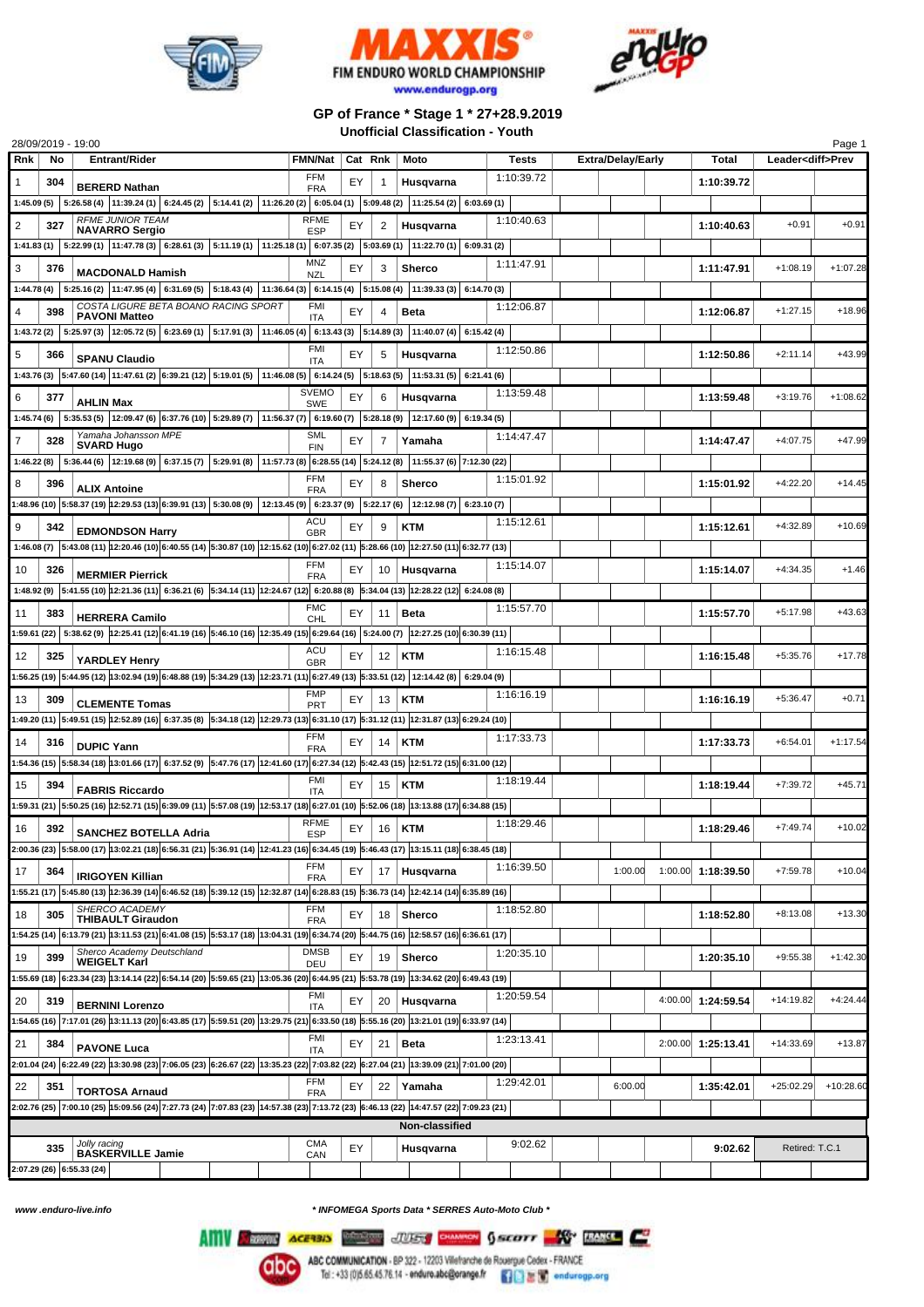FIM ENDURO WORLD CHAMPIONSHIP
www.endurogp.org

## GP of France * Stage 1 * 27+28.9.2019

### Unofficial Classification - Youth

28/09/2019 - 19:00

| Rnk | No | Entrant/Rider | FMN/Nat | Cat | Rnk | Moto | Tests | Extra/Delay/Early | | | Total | Leader<diff>Prev | |
|---|---|---|---|---|---|---|---|---|---|---|---|---|---|
| 1 | 304 | BERERD Nathan | FFM FRA | EY | 1 | Husqvarna | 1:10:39.72 | | | | 1:10:39.72 | | |
| | | 1:45.09 (5) 5:26.58 (4) 11:39.24 (1) 6:24.45 (2) 5:14.41 (2) 11:26.20 (2) 6:05.04 (1) 5:09.48 (2) 11:25.54 (2) 6:03.69 (1) | | | | | | | | | | | |
| 2 | 327 | RFME JUNIOR TEAM NAVARRO Sergio | RFME ESP | EY | 2 | Husqvarna | 1:10:40.63 | | | | 1:10:40.63 | +0.91 | +0.91 |
| | | 1:41.83 (1) 5:22.99 (1) 11:47.78 (3) 6:28.61 (3) 5:11.19 (1) 11:25.18 (1) 6:07.35 (2) 5:03.69 (1) 11:22.70 (1) 6:09.31 (2) | | | | | | | | | | | |
| 3 | 376 | MACDONALD Hamish | MNZ NZL | EY | 3 | Sherco | 1:11:47.91 | | | | 1:11:47.91 | +1:08.19 | +1:07.28 |
| | | 1:44.78 (4) 5:25.16 (2) 11:47.95 (4) 6:31.69 (5) 5:18.43 (4) 11:36.64 (3) 6:14.15 (4) 5:15.08 (4) 11:39.33 (3) 6:14.70 (3) | | | | | | | | | | | |
| 4 | 398 | COSTA LIGURE BETA BOANO RACING SPORT PAVONI Matteo | FMI ITA | EY | 4 | Beta | 1:12:06.87 | | | | 1:12:06.87 | +1:27.15 | +18.96 |
| | | 1:43.72 (2) 5:25.97 (3) 12:05.72 (5) 6:23.69 (1) 5:17.91 (3) 11:46.05 (4) 6:13.43 (3) 5:14.89 (3) 11:40.07 (4) 6:15.42 (4) | | | | | | | | | | | |
| 5 | 366 | SPANU Claudio | FMI ITA | EY | 5 | Husqvarna | 1:12:50.86 | | | | 1:12:50.86 | +2:11.14 | +43.99 |
| | | 1:43.76 (3) 5:47.60 (14) 11:47.61 (2) 6:39.21 (12) 5:19.01 (5) 11:46.08 (5) 6:14.24 (5) 5:18.63 (5) 11:53.31 (5) 6:21.41 (6) | | | | | | | | | | | |
| 6 | 377 | AHLIN Max | SVEMO SWE | EY | 6 | Husqvarna | 1:13:59.48 | | | | 1:13:59.48 | +3:19.76 | +1:08.62 |
| | | 1:45.74 (6) 5:35.53 (5) 12:09.47 (6) 6:37.76 (10) 5:29.89 (7) 11:56.37 (7) 6:19.60 (7) 5:28.18 (9) 12:17.60 (9) 6:19.34 (5) | | | | | | | | | | | |
| 7 | 328 | Yamaha Johansson MPE SVARD Hugo | SML FIN | EY | 7 | Yamaha | 1:14:47.47 | | | | 1:14:47.47 | +4:07.75 | +47.99 |
| | | 1:46.22 (8) 5:36.44 (6) 12:19.68 (9) 6:37.15 (7) 5:29.91 (8) 11:57.73 (8) 6:28.55 (14) 5:24.12 (8) 11:55.37 (6) 7:12.30 (22) | | | | | | | | | | | |
| 8 | 396 | ALIX Antoine | FFM FRA | EY | 8 | Sherco | 1:15:01.92 | | | | 1:15:01.92 | +4:22.20 | +14.45 |
| | | 1:48.96 (10) 5:58.37 (19) 12:29.53 (13) 6:39.91 (13) 5:30.08 (9) 12:13.45 (9) 6:23.37 (9) 5:22.17 (6) 12:12.98 (7) 6:23.10 (7) | | | | | | | | | | | |
| 9 | 342 | EDMONDSON Harry | ACU GBR | EY | 9 | KTM | 1:15:12.61 | | | | 1:15:12.61 | +4:32.89 | +10.69 |
| | | 1:46.08 (7) 5:43.08 (11) 12:20.46 (10) 6:40.55 (14) 5:30.87 (10) 12:15.62 (10) 6:27.02 (11) 5:28.66 (10) 12:27.50 (11) 6:32.77 (13) | | | | | | | | | | | |
| 10 | 326 | MERMIER Pierrick | FFM FRA | EY | 10 | Husqvarna | 1:15:14.07 | | | | 1:15:14.07 | +4:34.35 | +1.46 |
| | | 1:48.92 (9) 5:41.55 (10) 12:21.36 (11) 6:36.21 (6) 5:34.14 (11) 12:24.67 (12) 6:20.88 (8) 5:34.04 (13) 12:28.22 (12) 6:24.08 (8) | | | | | | | | | | | |
| 11 | 383 | HERRERA Camilo | FMC CHL | EY | 11 | Beta | 1:15:57.70 | | | | 1:15:57.70 | +5:17.98 | +43.63 |
| | | 1:59.61 (22) 5:38.62 (9) 12:25.41 (12) 6:41.19 (16) 5:46.10 (16) 12:35.49 (15) 6:29.64 (16) 5:24.00 (7) 12:27.25 (10) 6:30.39 (11) | | | | | | | | | | | |
| 12 | 325 | YARDLEY Henry | ACU GBR | EY | 12 | KTM | 1:16:15.48 | | | | 1:16:15.48 | +5:35.76 | +17.78 |
| | | 1:56.25 (19) 5:44.95 (12) 13:02.94 (19) 6:48.88 (19) 5:34.29 (13) 12:23.71 (11) 6:27.49 (13) 5:33.51 (12) 12:14.42 (8) 6:29.04 (9) | | | | | | | | | | | |
| 13 | 309 | CLEMENTE Tomas | FMP PRT | EY | 13 | KTM | 1:16:16.19 | | | | 1:16:16.19 | +5:36.47 | +0.71 |
| | | 1:49.20 (11) 5:49.51 (15) 12:52.89 (16) 6:37.35 (8) 5:34.18 (12) 12:29.73 (13) 6:31.10 (17) 5:31.12 (11) 12:31.87 (13) 6:29.24 (10) | | | | | | | | | | | |
| 14 | 316 | DUPIC Yann | FFM FRA | EY | 14 | KTM | 1:17:33.73 | | | | 1:17:33.73 | +6:54.01 | +1:17.54 |
| | | 1:54.36 (15) 5:58.34 (18) 13:01.66 (17) 6:37.52 (9) 5:47.76 (17) 12:41.60 (17) 6:27.34 (12) 5:42.43 (15) 12:51.72 (15) 6:31.00 (12) | | | | | | | | | | | |
| 15 | 394 | FABRIS Riccardo | FMI ITA | EY | 15 | KTM | 1:18:19.44 | | | | 1:18:19.44 | +7:39.72 | +45.71 |
| | | 1:59.31 (21) 5:50.25 (16) 12:52.71 (15) 6:39.09 (11) 5:57.08 (19) 12:53.17 (18) 6:27.01 (10) 5:52.06 (18) 13:13.88 (17) 6:34.88 (15) | | | | | | | | | | | |
| 16 | 392 | SANCHEZ BOTELLA Adria | RFME ESP | EY | 16 | KTM | 1:18:29.46 | | | | 1:18:29.46 | +7:49.74 | +10.02 |
| | | 2:00.36 (23) 5:58.00 (17) 13:02.21 (18) 6:56.31 (21) 5:36.91 (14) 12:41.23 (16) 6:34.45 (19) 5:46.43 (17) 13:15.11 (18) 6:38.45 (18) | | | | | | | | | | | |
| 17 | 364 | IRIGOYEN Killian | FFM FRA | EY | 17 | Husqvarna | 1:16:39.50 | | 1:00.00 | 1:00.00 | 1:18:39.50 | +7:59.78 | +10.04 |
| | | 1:55.21 (17) 5:45.80 (13) 12:36.39 (14) 6:46.52 (18) 5:39.12 (15) 12:32.87 (14) 6:28.83 (15) 5:36.73 (14) 12:42.14 (14) 6:35.89 (16) | | | | | | | | | | | |
| 18 | 305 | SHERCO ACADEMY THIBAULT Giraudon | FFM FRA | EY | 18 | Sherco | 1:18:52.80 | | | | 1:18:52.80 | +8:13.08 | +13.30 |
| | | 1:54.25 (14) 6:13.79 (21) 13:11.53 (21) 6:41.08 (15) 5:53.17 (18) 13:04.31 (19) 6:34.74 (20) 5:44.75 (16) 12:58.57 (16) 6:36.61 (17) | | | | | | | | | | | |
| 19 | 399 | Sherco Academy Deutschland WEIGELT Karl | DMSB DEU | EY | 19 | Sherco | 1:20:35.10 | | | | 1:20:35.10 | +9:55.38 | +1:42.30 |
| | | 1:55.69 (18) 6:23.34 (23) 13:14.14 (22) 6:54.14 (20) 5:59.65 (21) 13:05.36 (20) 6:44.95 (21) 5:53.78 (19) 13:34.62 (20) 6:49.43 (19) | | | | | | | | | | | |
| 20 | 319 | BERNINI Lorenzo | FMI ITA | EY | 20 | Husqvarna | 1:20:59.54 | | | 4:00.00 | 1:24:59.54 | +14:19.82 | +4:24.44 |
| | | 1:54.65 (16) 7:17.01 (26) 13:11.13 (20) 6:43.85 (17) 5:59.51 (20) 13:29.75 (21) 6:33.50 (18) 5:55.16 (20) 13:21.01 (19) 6:33.97 (14) | | | | | | | | | | | |
| 21 | 384 | PAVONE Luca | FMI ITA | EY | 21 | Beta | 1:23:13.41 | | | 2:00.00 | 1:25:13.41 | +14:33.69 | +13.87 |
| | | 2:01.04 (24) 6:22.49 (22) 13:30.98 (23) 7:06.05 (23) 6:26.67 (22) 13:35.23 (22) 7:03.82 (22) 6:27.04 (21) 13:39.09 (21) 7:01.00 (20) | | | | | | | | | | | |
| 22 | 351 | TORTOSA Arnaud | FFM FRA | EY | 22 | Yamaha | 1:29:42.01 | | 6:00.00 | | 1:35:42.01 | +25:02.29 | +10:28.60 |
| | | 2:02.76 (25) 7:00.10 (25) 15:09.56 (24) 7:27.73 (24) 7:07.83 (23) 14:57.38 (23) 7:13.72 (23) 6:46.13 (22) 14:47.57 (22) 7:09.23 (21) | | | | | | | | | | | |
| | | **Non-classified** | | | | | | | | | | | |
| | 335 | Jolly racing BASKERVILLE Jamie | CMA CAN | EY | | Husqvarna | 9:02.62 | | | | 9:02.62 | Retired: T.C.1 | |
| | | 2:07.29 (26) 6:55.33 (24) | | | | | | | | | | | |

www.enduro-live.info

* INFOMEGA Sports Data * SERRES Auto-Moto Club *

ABC COMMUNICATION - BP 322 - 12203 Villefranche de Rouergue Cedex - FRANCE
Tel : +33 (0)5.65.45.76.14 - enduro.abc@orange.fr
endurogp.org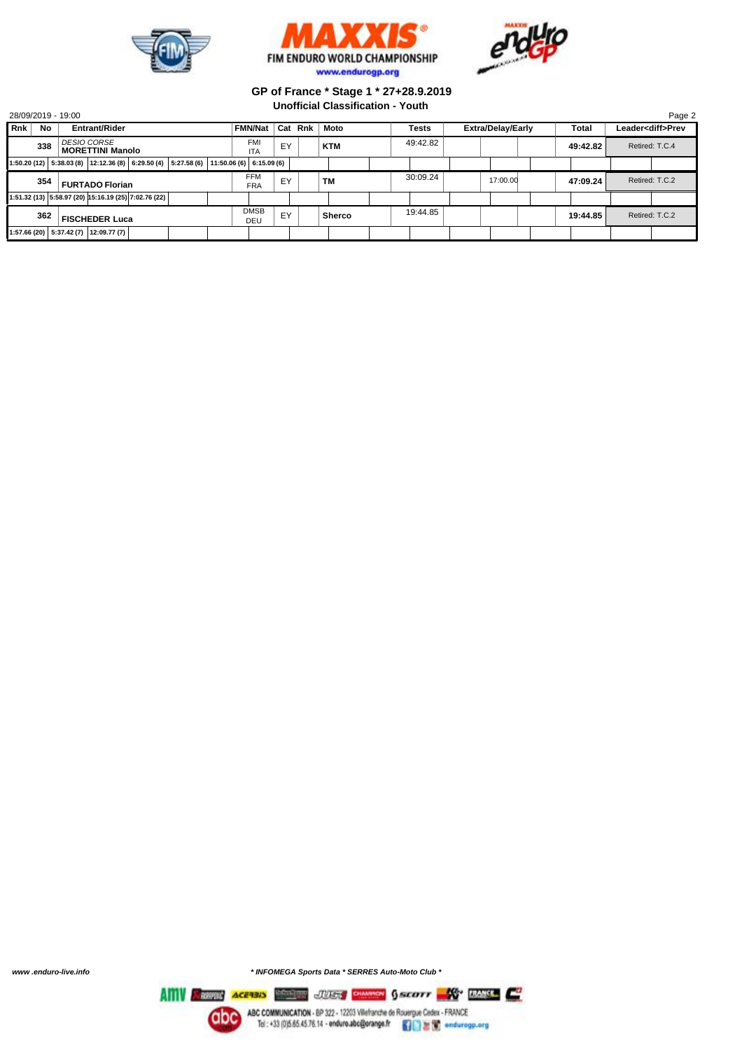FIM ENDURO WORLD CHAMPIONSHIP

www.endurogp.org

## GP of France * Stage 1 * 27+28.9.2019

### Unofficial Classification - Youth

28/09/2019 - 19:00

| Rnk | No | Entrant/Rider | FMN/Nat | Cat | Rnk | Moto | Tests | Extra/Delay/Early | Total | Leader<diff>Prev |
|---|---|---|---|---|---|---|---|---|---|---|
| | 338 | *DESIO CORSE* **MORETTINI Manolo** | FMI ITA | EY | | **KTM** | 49:42.82 | | **49:42.82** | Retired: T.C.4 |
| 1:50.20 (12) | 5:38.03 (8) | 12:12.36 (8) | 6:29.50 (4) | 5:27.58 (6) | 11:50.06 (6) | 6:15.09 (6) | | | | |
| | 354 | **FURTADO Florian** | FFM FRA | EY | | **TM** | 30:09.24 | 17:00.00 | **47:09.24** | Retired: T.C.2 |
| 1:51.32 (13) | 5:58.97 (20) | 15:16.19 (25) | 7:02.76 (22) | | | | | | | |
| | 362 | **FISCHEDER Luca** | DMSB DEU | EY | | **Sherco** | 19:44.85 | | **19:44.85** | Retired: T.C.2 |
| 1:57.66 (20) | 5:37.42 (7) | 12:09.77 (7) | | | | | | | | |

*www .enduro-live.info*

*** INFOMEGA Sports Data * SERRES Auto-Moto Club ***

ABC COMMUNICATION - BP 322 - 12203 Villefranche de Rouergue Cedex - FRANCE
Tel : +33 (0)5.65.45.76.14 - enduro.abc@orange.fr endurogp.org